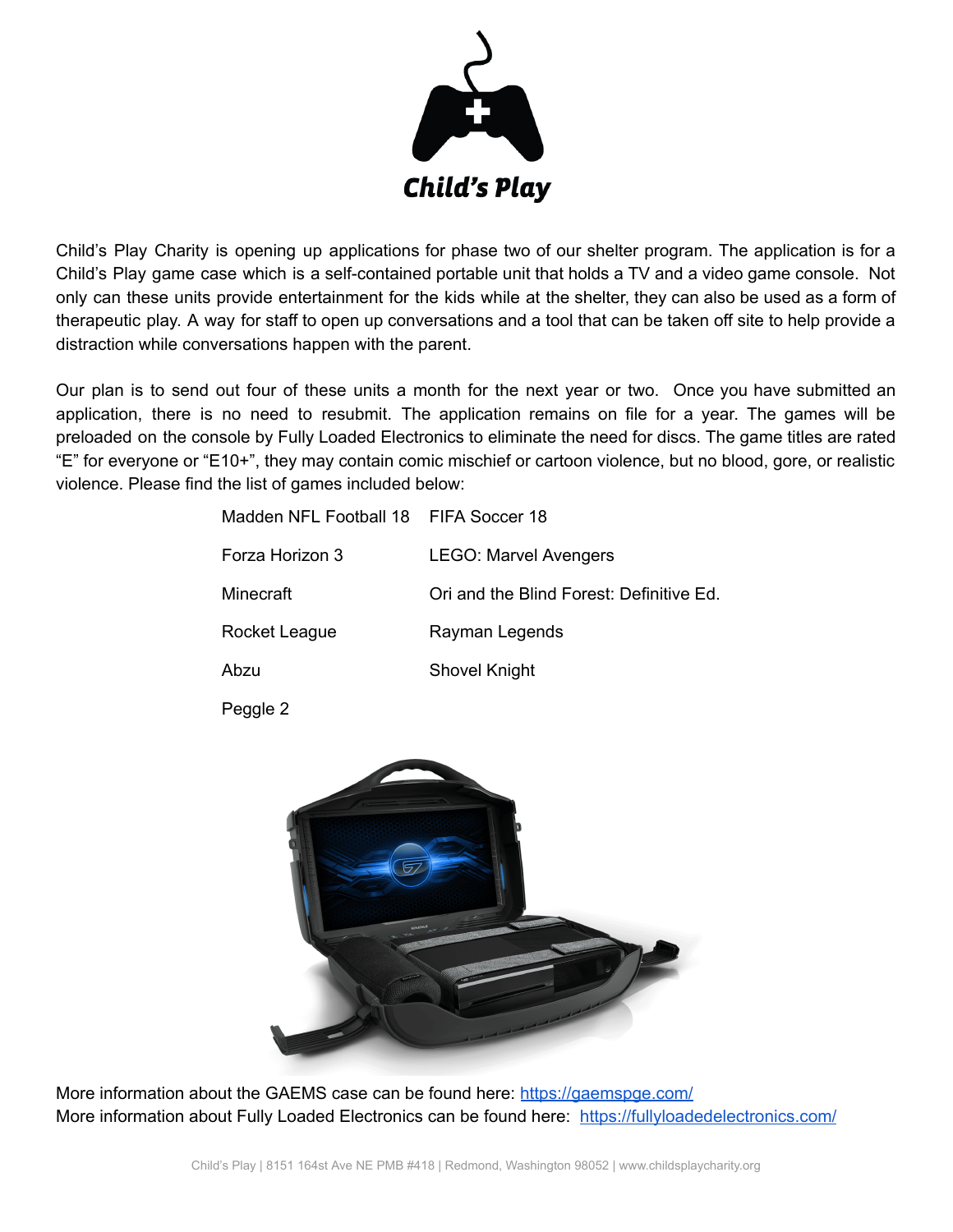# Child's Play

Child's Play Charity is opening up applications for phase two of our shelter program. The application is for a Child's Play game case which is a self-contained portable unit that holds a TV and a video game console. Not only can these units provide entertainment for the kids while at the shelter, they can also be used as a form of therapeutic play. A way for staff to open up conversations and a tool that can be taken off site to help provide a distraction while conversations happen with the parent.

Our plan is to send out four of these units a month for the next year or two. Once you have submitted an application, there is no need to resubmit. The application remains on file for a year. The games will be preloaded on the console by Fully Loaded Electronics to eliminate the need for discs. The game titles are rated "E" for everyone or "E10+", they may contain comic mischief or cartoon violence, but no blood, gore, or realistic violence. Please find the list of games included below:

- Madden NFL Football 18
- FIFA Soccer 18
- Forza Horizon 3
- LEGO: Marvel Avengers
- Minecraft
- Ori and the Blind Forest: Definitive Ed.
- Rocket League
- Rayman Legends
- Abzu
- Shovel Knight
- Peggle 2

More information about the GAEMS case can be found here: https://gaemspge.com/
More information about Fully Loaded Electronics can be found here: https://fullyloadedelectronics.com/

Child's Play | 8151 164st Ave NE PMB #418 | Redmond, Washington 98052 | www.childsplaycharity.org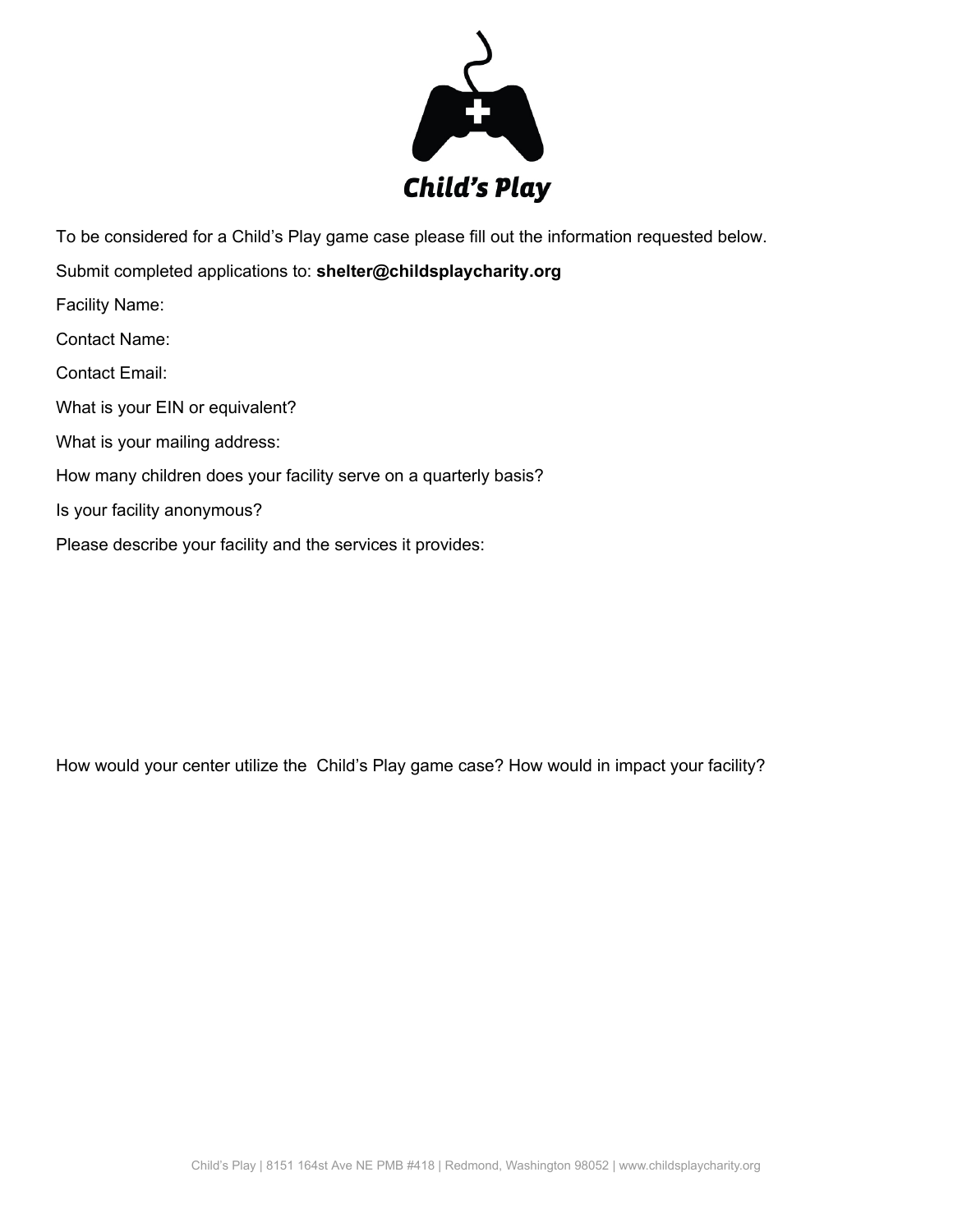# Child's Play

To be considered for a Child's Play game case please fill out the information requested below.

Submit completed applications to: **shelter@childsplaycharity.org**

Facility Name:

Contact Name:

Contact Email:

What is your EIN or equivalent?

What is your mailing address:

How many children does your facility serve on a quarterly basis?

Is your facility anonymous?

Please describe your facility and the services it provides:

How would your center utilize the Child's Play game case? How would in impact your facility?

Child's Play | 8151 164st Ave NE PMB #418 | Redmond, Washington 98052 | www.childsplaycharity.org